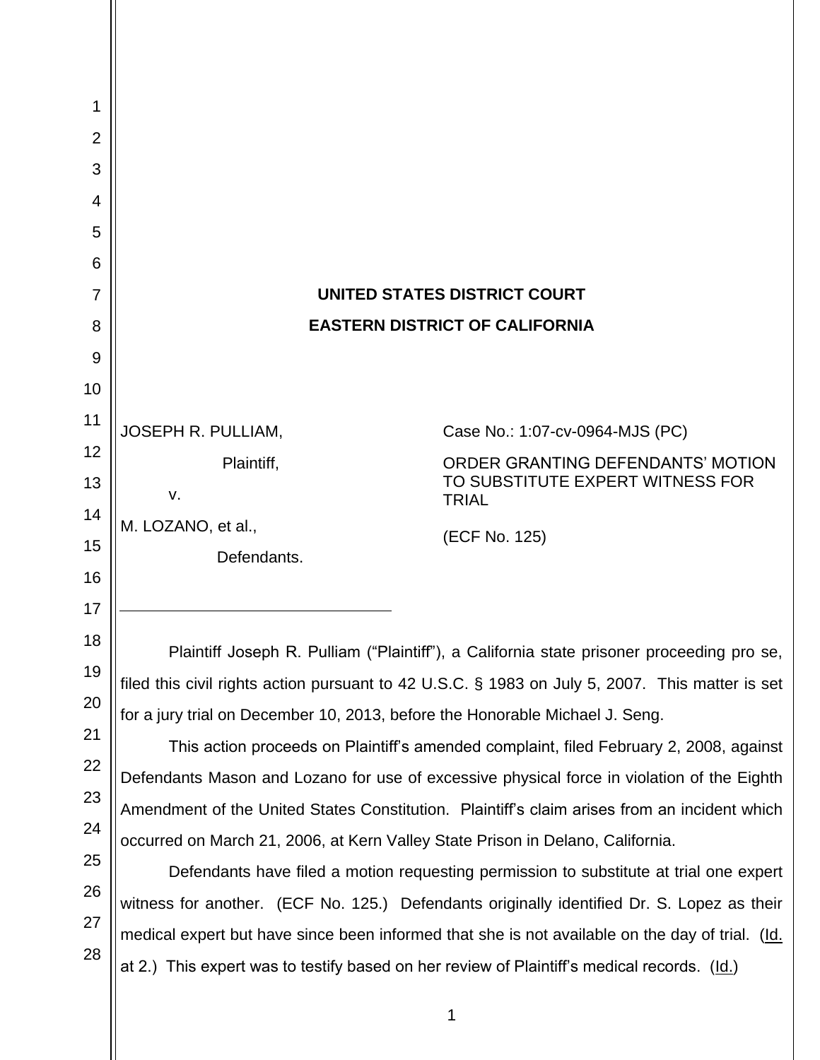**UNITED STATES DISTRICT COURT**

**EASTERN DISTRICT OF CALIFORNIA**

JOSEPH R. PULLIAM,

Plaintiff,

v.

M. LOZANO, et al.,

Defendants.

Case No.: 1:07-cv-0964-MJS (PC)

ORDER GRANTING DEFENDANTS' MOTION TO SUBSTITUTE EXPERT WITNESS FOR TRIAL

(ECF No. 125)

---

Plaintiff Joseph R. Pulliam ("Plaintiff"), a California state prisoner proceeding pro se, filed this civil rights action pursuant to 42 U.S.C. § 1983 on July 5, 2007. This matter is set for a jury trial on December 10, 2013, before the Honorable Michael J. Seng.

This action proceeds on Plaintiff's amended complaint, filed February 2, 2008, against Defendants Mason and Lozano for use of excessive physical force in violation of the Eighth Amendment of the United States Constitution. Plaintiff's claim arises from an incident which occurred on March 21, 2006, at Kern Valley State Prison in Delano, California.

Defendants have filed a motion requesting permission to substitute at trial one expert witness for another. (ECF No. 125.) Defendants originally identified Dr. S. Lopez as their medical expert but have since been informed that she is not available on the day of trial. (Id. at 2.) This expert was to testify based on her review of Plaintiff's medical records. (Id.)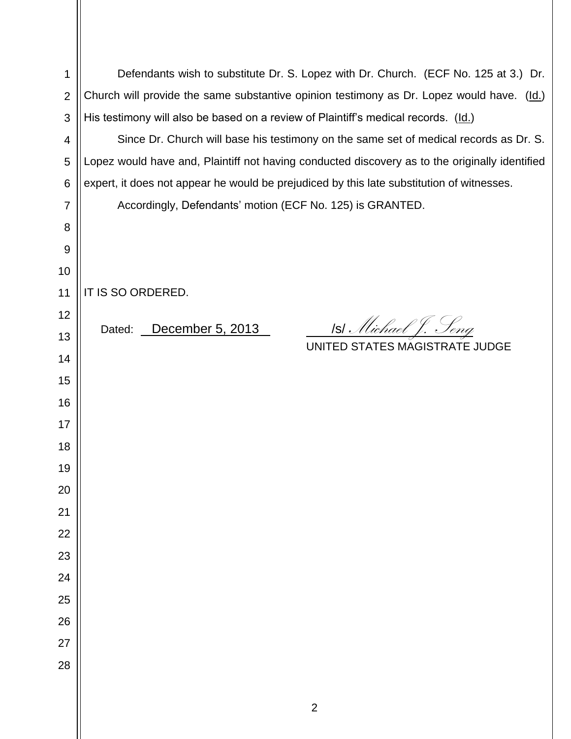Defendants wish to substitute Dr. S. Lopez with Dr. Church. (ECF No. 125 at 3.) Dr. Church will provide the same substantive opinion testimony as Dr. Lopez would have. (Id.) His testimony will also be based on a review of Plaintiff's medical records. (Id.)

Since Dr. Church will base his testimony on the same set of medical records as Dr. S. Lopez would have and, Plaintiff not having conducted discovery as to the originally identified expert, it does not appear he would be prejudiced by this late substitution of witnesses.

Accordingly, Defendants' motion (ECF No. 125) is GRANTED.

IT IS SO ORDERED.

Dated: December 5, 2013

/s/ *Michael J. Seng*
UNITED STATES MAGISTRATE JUDGE